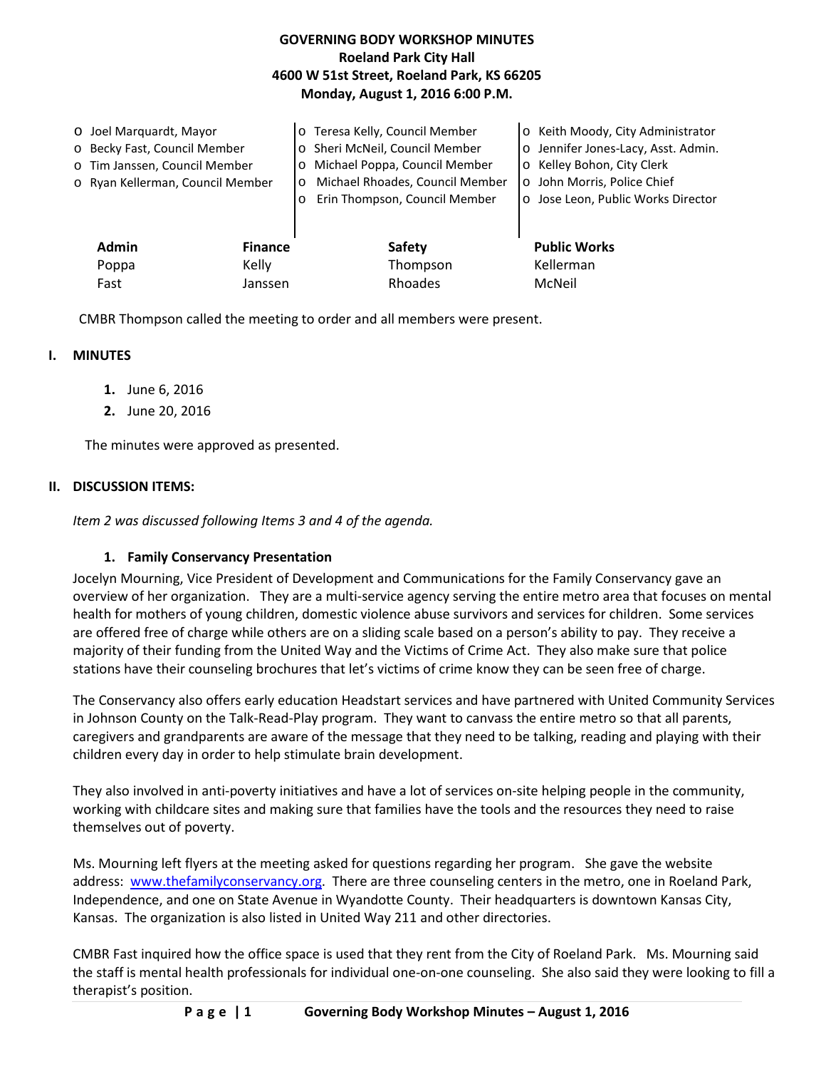**GOVERNING BODY WORKSHOP MINUTES**
**Roeland Park City Hall**
**4600 W 51st Street, Roeland Park, KS 66205**
**Monday, August 1, 2016 6:00 P.M.**

- Joel Marquardt, Mayor
- Becky Fast, Council Member
- Tim Janssen, Council Member
- Ryan Kellerman, Council Member
- Teresa Kelly, Council Member
- Sheri McNeil, Council Member
- Michael Poppa, Council Member
- Michael Rhoades, Council Member
- Erin Thompson, Council Member
- Keith Moody, City Administrator
- Jennifer Jones-Lacy, Asst. Admin.
- Kelley Bohon, City Clerk
- John Morris, Police Chief
- Jose Leon, Public Works Director

| Admin | Finance | Safety | Public Works |
|---|---|---|---|
| Poppa | Kelly | Thompson | Kellerman |
| Fast | Janssen | Rhoades | McNeil |

CMBR Thompson called the meeting to order and all members were present.

## I. MINUTES

1. June 6, 2016
2. June 20, 2016

The minutes were approved as presented.

## II. DISCUSSION ITEMS:

*Item 2 was discussed following Items 3 and 4 of the agenda.*

### 1. Family Conservancy Presentation

Jocelyn Mourning, Vice President of Development and Communications for the Family Conservancy gave an overview of her organization. They are a multi-service agency serving the entire metro area that focuses on mental health for mothers of young children, domestic violence abuse survivors and services for children. Some services are offered free of charge while others are on a sliding scale based on a person's ability to pay. They receive a majority of their funding from the United Way and the Victims of Crime Act. They also make sure that police stations have their counseling brochures that let's victims of crime know they can be seen free of charge.

The Conservancy also offers early education Headstart services and have partnered with United Community Services in Johnson County on the Talk-Read-Play program. They want to canvass the entire metro so that all parents, caregivers and grandparents are aware of the message that they need to be talking, reading and playing with their children every day in order to help stimulate brain development.

They also involved in anti-poverty initiatives and have a lot of services on-site helping people in the community, working with childcare sites and making sure that families have the tools and the resources they need to raise themselves out of poverty.

Ms. Mourning left flyers at the meeting asked for questions regarding her program. She gave the website address: [www.thefamilyconservancy.org](http://www.thefamilyconservancy.org). There are three counseling centers in the metro, one in Roeland Park, Independence, and one on State Avenue in Wyandotte County. Their headquarters is downtown Kansas City, Kansas. The organization is also listed in United Way 211 and other directories.

CMBR Fast inquired how the office space is used that they rent from the City of Roeland Park. Ms. Mourning said the staff is mental health professionals for individual one-on-one counseling. She also said they were looking to fill a therapist's position.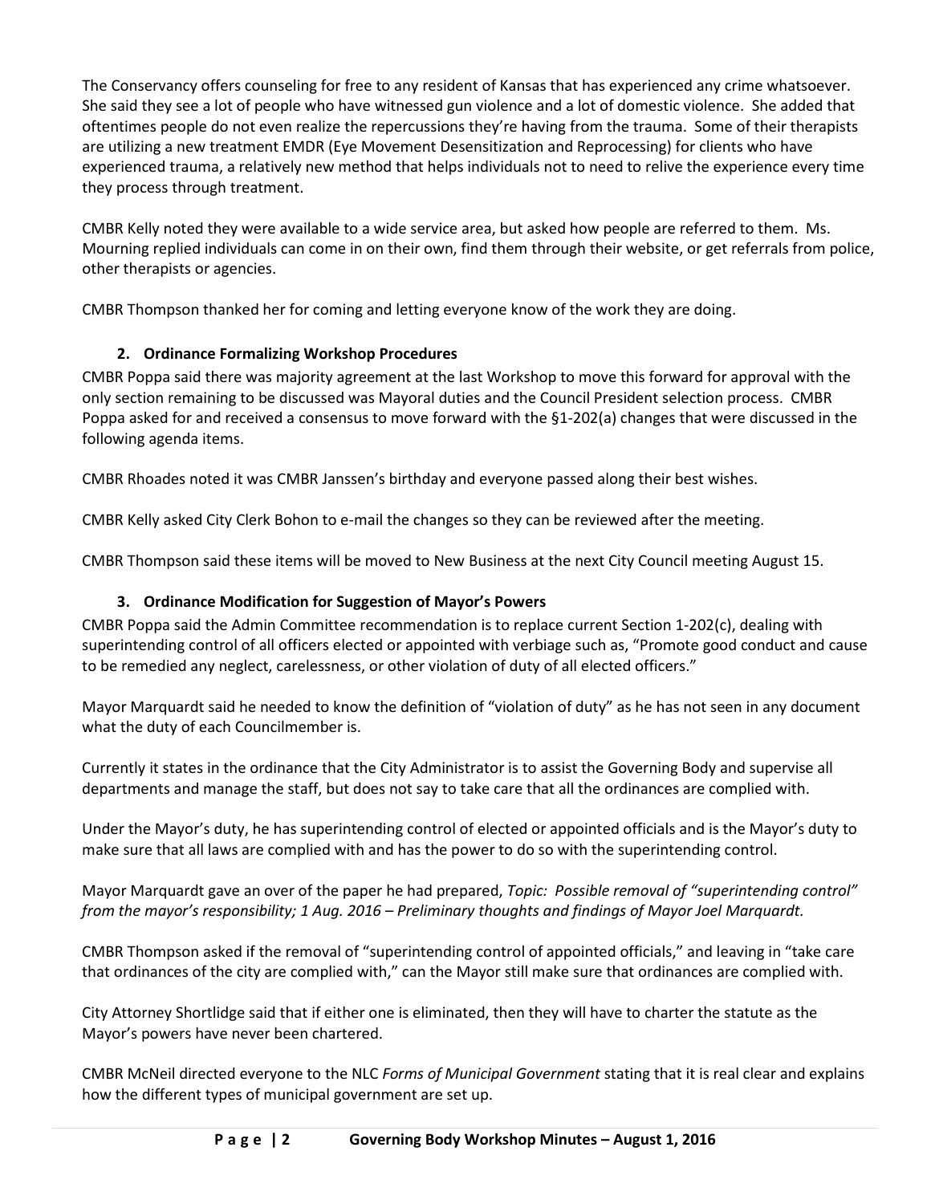The Conservancy offers counseling for free to any resident of Kansas that has experienced any crime whatsoever. She said they see a lot of people who have witnessed gun violence and a lot of domestic violence. She added that oftentimes people do not even realize the repercussions they're having from the trauma. Some of their therapists are utilizing a new treatment EMDR (Eye Movement Desensitization and Reprocessing) for clients who have experienced trauma, a relatively new method that helps individuals not to need to relive the experience every time they process through treatment.

CMBR Kelly noted they were available to a wide service area, but asked how people are referred to them. Ms. Mourning replied individuals can come in on their own, find them through their website, or get referrals from police, other therapists or agencies.

CMBR Thompson thanked her for coming and letting everyone know of the work they are doing.

**2. Ordinance Formalizing Workshop Procedures**

CMBR Poppa said there was majority agreement at the last Workshop to move this forward for approval with the only section remaining to be discussed was Mayoral duties and the Council President selection process. CMBR Poppa asked for and received a consensus to move forward with the §1-202(a) changes that were discussed in the following agenda items.

CMBR Rhoades noted it was CMBR Janssen's birthday and everyone passed along their best wishes.

CMBR Kelly asked City Clerk Bohon to e-mail the changes so they can be reviewed after the meeting.

CMBR Thompson said these items will be moved to New Business at the next City Council meeting August 15.

**3. Ordinance Modification for Suggestion of Mayor's Powers**

CMBR Poppa said the Admin Committee recommendation is to replace current Section 1-202(c), dealing with superintending control of all officers elected or appointed with verbiage such as, "Promote good conduct and cause to be remedied any neglect, carelessness, or other violation of duty of all elected officers."

Mayor Marquardt said he needed to know the definition of "violation of duty" as he has not seen in any document what the duty of each Councilmember is.

Currently it states in the ordinance that the City Administrator is to assist the Governing Body and supervise all departments and manage the staff, but does not say to take care that all the ordinances are complied with.

Under the Mayor's duty, he has superintending control of elected or appointed officials and is the Mayor's duty to make sure that all laws are complied with and has the power to do so with the superintending control.

Mayor Marquardt gave an over of the paper he had prepared, *Topic: Possible removal of "superintending control" from the mayor's responsibility; 1 Aug. 2016 – Preliminary thoughts and findings of Mayor Joel Marquardt.*

CMBR Thompson asked if the removal of "superintending control of appointed officials," and leaving in "take care that ordinances of the city are complied with," can the Mayor still make sure that ordinances are complied with.

City Attorney Shortlidge said that if either one is eliminated, then they will have to charter the statute as the Mayor's powers have never been chartered.

CMBR McNeil directed everyone to the NLC *Forms of Municipal Government* stating that it is real clear and explains how the different types of municipal government are set up.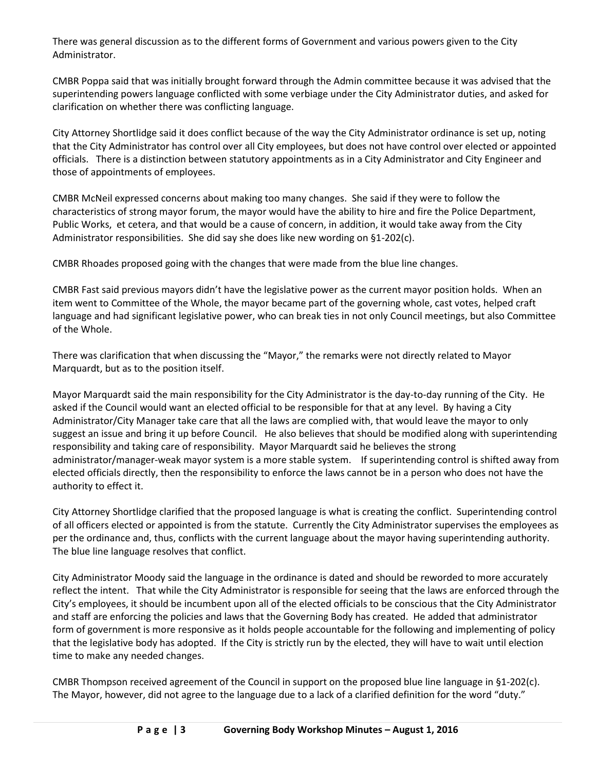There was general discussion as to the different forms of Government and various powers given to the City Administrator.

CMBR Poppa said that was initially brought forward through the Admin committee because it was advised that the superintending powers language conflicted with some verbiage under the City Administrator duties, and asked for clarification on whether there was conflicting language.

City Attorney Shortlidge said it does conflict because of the way the City Administrator ordinance is set up, noting that the City Administrator has control over all City employees, but does not have control over elected or appointed officials. There is a distinction between statutory appointments as in a City Administrator and City Engineer and those of appointments of employees.

CMBR McNeil expressed concerns about making too many changes. She said if they were to follow the characteristics of strong mayor forum, the mayor would have the ability to hire and fire the Police Department, Public Works, et cetera, and that would be a cause of concern, in addition, it would take away from the City Administrator responsibilities. She did say she does like new wording on §1-202(c).

CMBR Rhoades proposed going with the changes that were made from the blue line changes.

CMBR Fast said previous mayors didn't have the legislative power as the current mayor position holds. When an item went to Committee of the Whole, the mayor became part of the governing whole, cast votes, helped craft language and had significant legislative power, who can break ties in not only Council meetings, but also Committee of the Whole.

There was clarification that when discussing the "Mayor," the remarks were not directly related to Mayor Marquardt, but as to the position itself.

Mayor Marquardt said the main responsibility for the City Administrator is the day-to-day running of the City. He asked if the Council would want an elected official to be responsible for that at any level. By having a City Administrator/City Manager take care that all the laws are complied with, that would leave the mayor to only suggest an issue and bring it up before Council. He also believes that should be modified along with superintending responsibility and taking care of responsibility. Mayor Marquardt said he believes the strong administrator/manager-weak mayor system is a more stable system. If superintending control is shifted away from elected officials directly, then the responsibility to enforce the laws cannot be in a person who does not have the authority to effect it.

City Attorney Shortlidge clarified that the proposed language is what is creating the conflict. Superintending control of all officers elected or appointed is from the statute. Currently the City Administrator supervises the employees as per the ordinance and, thus, conflicts with the current language about the mayor having superintending authority. The blue line language resolves that conflict.

City Administrator Moody said the language in the ordinance is dated and should be reworded to more accurately reflect the intent. That while the City Administrator is responsible for seeing that the laws are enforced through the City's employees, it should be incumbent upon all of the elected officials to be conscious that the City Administrator and staff are enforcing the policies and laws that the Governing Body has created. He added that administrator form of government is more responsive as it holds people accountable for the following and implementing of policy that the legislative body has adopted. If the City is strictly run by the elected, they will have to wait until election time to make any needed changes.

CMBR Thompson received agreement of the Council in support on the proposed blue line language in §1-202(c). The Mayor, however, did not agree to the language due to a lack of a clarified definition for the word "duty."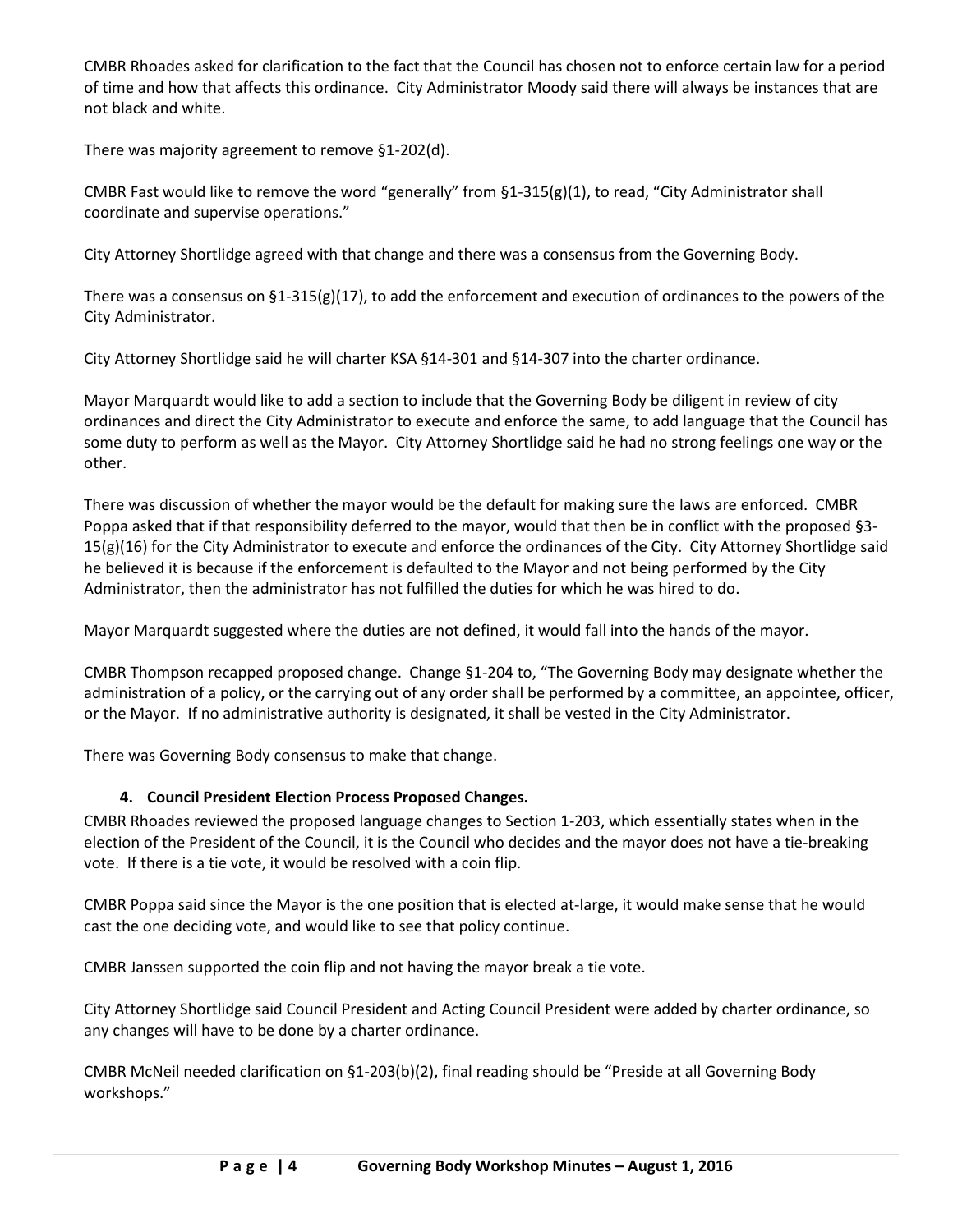CMBR Rhoades asked for clarification to the fact that the Council has chosen not to enforce certain law for a period of time and how that affects this ordinance. City Administrator Moody said there will always be instances that are not black and white.

There was majority agreement to remove §1-202(d).

CMBR Fast would like to remove the word "generally" from §1-315(g)(1), to read, "City Administrator shall coordinate and supervise operations."

City Attorney Shortlidge agreed with that change and there was a consensus from the Governing Body.

There was a consensus on §1-315(g)(17), to add the enforcement and execution of ordinances to the powers of the City Administrator.

City Attorney Shortlidge said he will charter KSA §14-301 and §14-307 into the charter ordinance.

Mayor Marquardt would like to add a section to include that the Governing Body be diligent in review of city ordinances and direct the City Administrator to execute and enforce the same, to add language that the Council has some duty to perform as well as the Mayor. City Attorney Shortlidge said he had no strong feelings one way or the other.

There was discussion of whether the mayor would be the default for making sure the laws are enforced. CMBR Poppa asked that if that responsibility deferred to the mayor, would that then be in conflict with the proposed §3-15(g)(16) for the City Administrator to execute and enforce the ordinances of the City. City Attorney Shortlidge said he believed it is because if the enforcement is defaulted to the Mayor and not being performed by the City Administrator, then the administrator has not fulfilled the duties for which he was hired to do.

Mayor Marquardt suggested where the duties are not defined, it would fall into the hands of the mayor.

CMBR Thompson recapped proposed change. Change §1-204 to, "The Governing Body may designate whether the administration of a policy, or the carrying out of any order shall be performed by a committee, an appointee, officer, or the Mayor. If no administrative authority is designated, it shall be vested in the City Administrator.

There was Governing Body consensus to make that change.

**4. Council President Election Process Proposed Changes.**

CMBR Rhoades reviewed the proposed language changes to Section 1-203, which essentially states when in the election of the President of the Council, it is the Council who decides and the mayor does not have a tie-breaking vote. If there is a tie vote, it would be resolved with a coin flip.

CMBR Poppa said since the Mayor is the one position that is elected at-large, it would make sense that he would cast the one deciding vote, and would like to see that policy continue.

CMBR Janssen supported the coin flip and not having the mayor break a tie vote.

City Attorney Shortlidge said Council President and Acting Council President were added by charter ordinance, so any changes will have to be done by a charter ordinance.

CMBR McNeil needed clarification on §1-203(b)(2), final reading should be "Preside at all Governing Body workshops."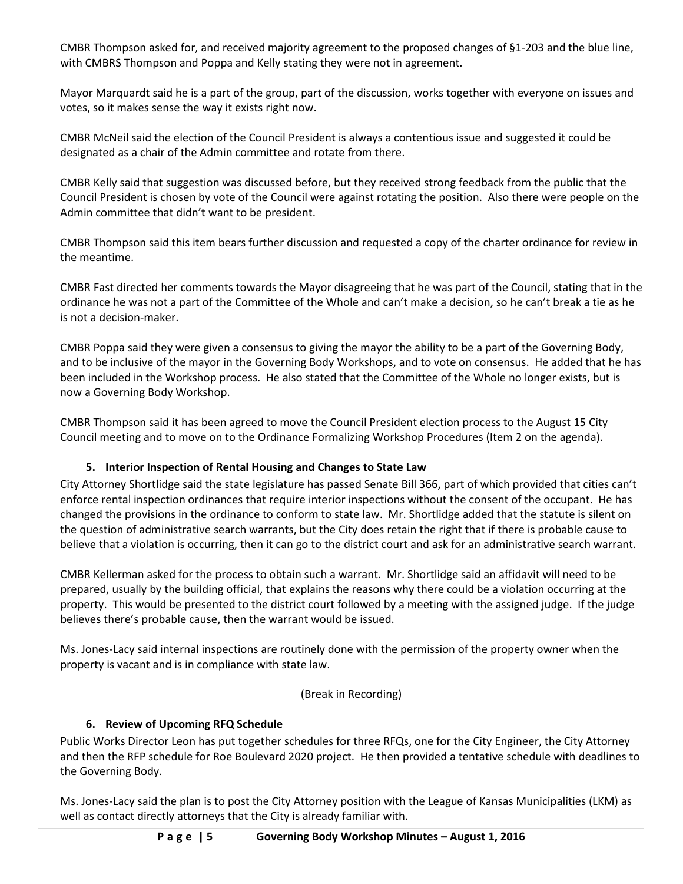CMBR Thompson asked for, and received majority agreement to the proposed changes of §1-203 and the blue line, with CMBRS Thompson and Poppa and Kelly stating they were not in agreement.

Mayor Marquardt said he is a part of the group, part of the discussion, works together with everyone on issues and votes, so it makes sense the way it exists right now.

CMBR McNeil said the election of the Council President is always a contentious issue and suggested it could be designated as a chair of the Admin committee and rotate from there.

CMBR Kelly said that suggestion was discussed before, but they received strong feedback from the public that the Council President is chosen by vote of the Council were against rotating the position. Also there were people on the Admin committee that didn't want to be president.

CMBR Thompson said this item bears further discussion and requested a copy of the charter ordinance for review in the meantime.

CMBR Fast directed her comments towards the Mayor disagreeing that he was part of the Council, stating that in the ordinance he was not a part of the Committee of the Whole and can't make a decision, so he can't break a tie as he is not a decision-maker.

CMBR Poppa said they were given a consensus to giving the mayor the ability to be a part of the Governing Body, and to be inclusive of the mayor in the Governing Body Workshops, and to vote on consensus. He added that he has been included in the Workshop process. He also stated that the Committee of the Whole no longer exists, but is now a Governing Body Workshop.

CMBR Thompson said it has been agreed to move the Council President election process to the August 15 City Council meeting and to move on to the Ordinance Formalizing Workshop Procedures (Item 2 on the agenda).

### 5. Interior Inspection of Rental Housing and Changes to State Law

City Attorney Shortlidge said the state legislature has passed Senate Bill 366, part of which provided that cities can't enforce rental inspection ordinances that require interior inspections without the consent of the occupant. He has changed the provisions in the ordinance to conform to state law. Mr. Shortlidge added that the statute is silent on the question of administrative search warrants, but the City does retain the right that if there is probable cause to believe that a violation is occurring, then it can go to the district court and ask for an administrative search warrant.

CMBR Kellerman asked for the process to obtain such a warrant. Mr. Shortlidge said an affidavit will need to be prepared, usually by the building official, that explains the reasons why there could be a violation occurring at the property. This would be presented to the district court followed by a meeting with the assigned judge. If the judge believes there's probable cause, then the warrant would be issued.

Ms. Jones-Lacy said internal inspections are routinely done with the permission of the property owner when the property is vacant and is in compliance with state law.

(Break in Recording)

### 6. Review of Upcoming RFQ Schedule

Public Works Director Leon has put together schedules for three RFQs, one for the City Engineer, the City Attorney and then the RFP schedule for Roe Boulevard 2020 project. He then provided a tentative schedule with deadlines to the Governing Body.

Ms. Jones-Lacy said the plan is to post the City Attorney position with the League of Kansas Municipalities (LKM) as well as contact directly attorneys that the City is already familiar with.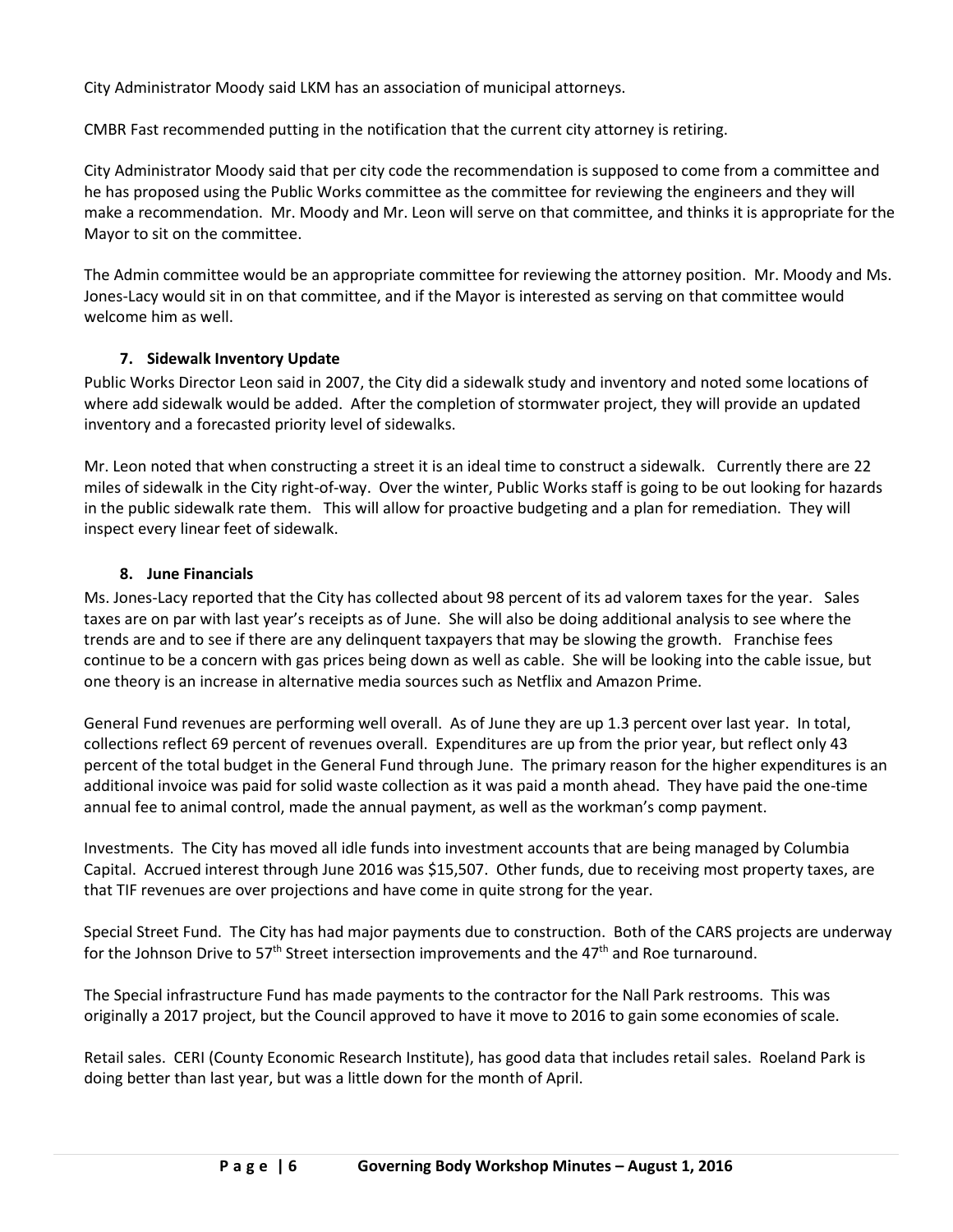City Administrator Moody said LKM has an association of municipal attorneys.

CMBR Fast recommended putting in the notification that the current city attorney is retiring.

City Administrator Moody said that per city code the recommendation is supposed to come from a committee and he has proposed using the Public Works committee as the committee for reviewing the engineers and they will make a recommendation. Mr. Moody and Mr. Leon will serve on that committee, and thinks it is appropriate for the Mayor to sit on the committee.

The Admin committee would be an appropriate committee for reviewing the attorney position. Mr. Moody and Ms. Jones-Lacy would sit in on that committee, and if the Mayor is interested as serving on that committee would welcome him as well.

### 7. Sidewalk Inventory Update

Public Works Director Leon said in 2007, the City did a sidewalk study and inventory and noted some locations of where add sidewalk would be added. After the completion of stormwater project, they will provide an updated inventory and a forecasted priority level of sidewalks.

Mr. Leon noted that when constructing a street it is an ideal time to construct a sidewalk. Currently there are 22 miles of sidewalk in the City right-of-way. Over the winter, Public Works staff is going to be out looking for hazards in the public sidewalk rate them. This will allow for proactive budgeting and a plan for remediation. They will inspect every linear feet of sidewalk.

### 8. June Financials

Ms. Jones-Lacy reported that the City has collected about 98 percent of its ad valorem taxes for the year. Sales taxes are on par with last year's receipts as of June. She will also be doing additional analysis to see where the trends are and to see if there are any delinquent taxpayers that may be slowing the growth. Franchise fees continue to be a concern with gas prices being down as well as cable. She will be looking into the cable issue, but one theory is an increase in alternative media sources such as Netflix and Amazon Prime.

General Fund revenues are performing well overall. As of June they are up 1.3 percent over last year. In total, collections reflect 69 percent of revenues overall. Expenditures are up from the prior year, but reflect only 43 percent of the total budget in the General Fund through June. The primary reason for the higher expenditures is an additional invoice was paid for solid waste collection as it was paid a month ahead. They have paid the one-time annual fee to animal control, made the annual payment, as well as the workman's comp payment.

Investments. The City has moved all idle funds into investment accounts that are being managed by Columbia Capital. Accrued interest through June 2016 was $15,507. Other funds, due to receiving most property taxes, are that TIF revenues are over projections and have come in quite strong for the year.

Special Street Fund. The City has had major payments due to construction. Both of the CARS projects are underway for the Johnson Drive to 57th Street intersection improvements and the 47th and Roe turnaround.

The Special infrastructure Fund has made payments to the contractor for the Nall Park restrooms. This was originally a 2017 project, but the Council approved to have it move to 2016 to gain some economies of scale.

Retail sales. CERI (County Economic Research Institute), has good data that includes retail sales. Roeland Park is doing better than last year, but was a little down for the month of April.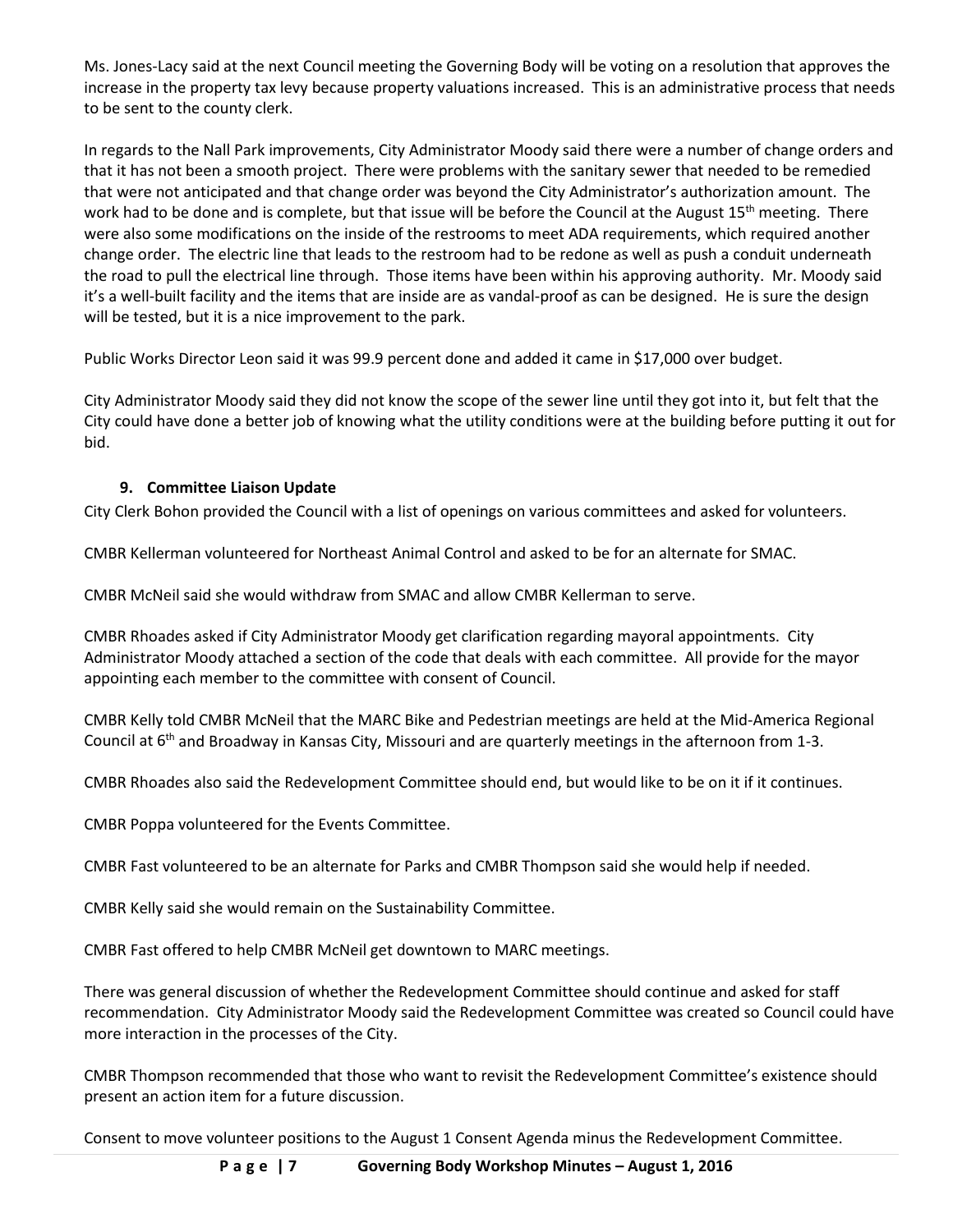Ms. Jones-Lacy said at the next Council meeting the Governing Body will be voting on a resolution that approves the increase in the property tax levy because property valuations increased. This is an administrative process that needs to be sent to the county clerk.

In regards to the Nall Park improvements, City Administrator Moody said there were a number of change orders and that it has not been a smooth project. There were problems with the sanitary sewer that needed to be remedied that were not anticipated and that change order was beyond the City Administrator's authorization amount. The work had to be done and is complete, but that issue will be before the Council at the August 15th meeting. There were also some modifications on the inside of the restrooms to meet ADA requirements, which required another change order. The electric line that leads to the restroom had to be redone as well as push a conduit underneath the road to pull the electrical line through. Those items have been within his approving authority. Mr. Moody said it's a well-built facility and the items that are inside are as vandal-proof as can be designed. He is sure the design will be tested, but it is a nice improvement to the park.

Public Works Director Leon said it was 99.9 percent done and added it came in $17,000 over budget.

City Administrator Moody said they did not know the scope of the sewer line until they got into it, but felt that the City could have done a better job of knowing what the utility conditions were at the building before putting it out for bid.

### 9. Committee Liaison Update

City Clerk Bohon provided the Council with a list of openings on various committees and asked for volunteers.

CMBR Kellerman volunteered for Northeast Animal Control and asked to be for an alternate for SMAC.

CMBR McNeil said she would withdraw from SMAC and allow CMBR Kellerman to serve.

CMBR Rhoades asked if City Administrator Moody get clarification regarding mayoral appointments. City Administrator Moody attached a section of the code that deals with each committee. All provide for the mayor appointing each member to the committee with consent of Council.

CMBR Kelly told CMBR McNeil that the MARC Bike and Pedestrian meetings are held at the Mid-America Regional Council at 6th and Broadway in Kansas City, Missouri and are quarterly meetings in the afternoon from 1-3.

CMBR Rhoades also said the Redevelopment Committee should end, but would like to be on it if it continues.

CMBR Poppa volunteered for the Events Committee.

CMBR Fast volunteered to be an alternate for Parks and CMBR Thompson said she would help if needed.

CMBR Kelly said she would remain on the Sustainability Committee.

CMBR Fast offered to help CMBR McNeil get downtown to MARC meetings.

There was general discussion of whether the Redevelopment Committee should continue and asked for staff recommendation. City Administrator Moody said the Redevelopment Committee was created so Council could have more interaction in the processes of the City.

CMBR Thompson recommended that those who want to revisit the Redevelopment Committee's existence should present an action item for a future discussion.

Consent to move volunteer positions to the August 1 Consent Agenda minus the Redevelopment Committee.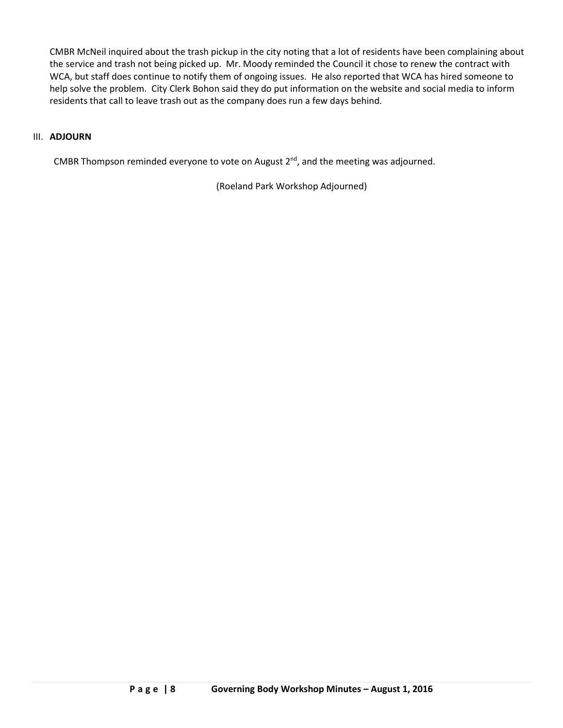CMBR McNeil inquired about the trash pickup in the city noting that a lot of residents have been complaining about the service and trash not being picked up. Mr. Moody reminded the Council it chose to renew the contract with WCA, but staff does continue to notify them of ongoing issues. He also reported that WCA has hired someone to help solve the problem. City Clerk Bohon said they do put information on the website and social media to inform residents that call to leave trash out as the company does run a few days behind.

## III. ADJOURN

CMBR Thompson reminded everyone to vote on August 2nd, and the meeting was adjourned.

(Roeland Park Workshop Adjourned)